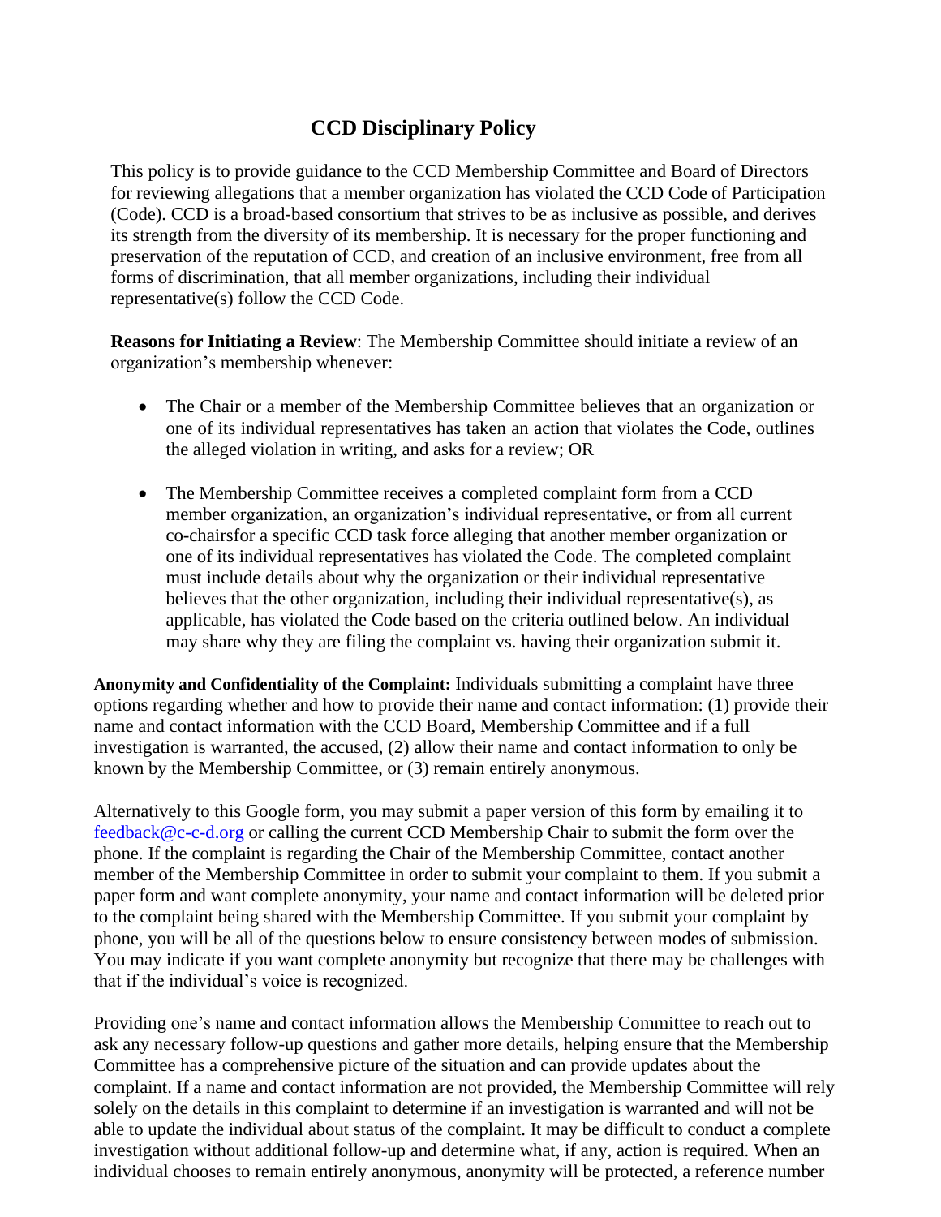# CCD Disciplinary Policy

This policy is to provide guidance to the CCD Membership Committee and Board of Directors for reviewing allegations that a member organization has violated the CCD Code of Participation (Code). CCD is a broad-based consortium that strives to be as inclusive as possible, and derives its strength from the diversity of its membership. It is necessary for the proper functioning and preservation of the reputation of CCD, and creation of an inclusive environment, free from all forms of discrimination, that all member organizations, including their individual representative(s) follow the CCD Code.

**Reasons for Initiating a Review**: The Membership Committee should initiate a review of an organization's membership whenever:

- The Chair or a member of the Membership Committee believes that an organization or one of its individual representatives has taken an action that violates the Code, outlines the alleged violation in writing, and asks for a review; OR

- The Membership Committee receives a completed complaint form from a CCD member organization, an organization's individual representative, or from all current co-chairsfor a specific CCD task force alleging that another member organization or one of its individual representatives has violated the Code. The completed complaint must include details about why the organization or their individual representative believes that the other organization, including their individual representative(s), as applicable, has violated the Code based on the criteria outlined below. An individual may share why they are filing the complaint vs. having their organization submit it.

**Anonymity and Confidentiality of the Complaint:** Individuals submitting a complaint have three options regarding whether and how to provide their name and contact information: (1) provide their name and contact information with the CCD Board, Membership Committee and if a full investigation is warranted, the accused, (2) allow their name and contact information to only be known by the Membership Committee, or (3) remain entirely anonymous.

Alternatively to this Google form, you may submit a paper version of this form by emailing it to feedback@c-c-d.org or calling the current CCD Membership Chair to submit the form over the phone. If the complaint is regarding the Chair of the Membership Committee, contact another member of the Membership Committee in order to submit your complaint to them. If you submit a paper form and want complete anonymity, your name and contact information will be deleted prior to the complaint being shared with the Membership Committee. If you submit your complaint by phone, you will be all of the questions below to ensure consistency between modes of submission. You may indicate if you want complete anonymity but recognize that there may be challenges with that if the individual's voice is recognized.

Providing one's name and contact information allows the Membership Committee to reach out to ask any necessary follow-up questions and gather more details, helping ensure that the Membership Committee has a comprehensive picture of the situation and can provide updates about the complaint. If a name and contact information are not provided, the Membership Committee will rely solely on the details in this complaint to determine if an investigation is warranted and will not be able to update the individual about status of the complaint. It may be difficult to conduct a complete investigation without additional follow-up and determine what, if any, action is required. When an individual chooses to remain entirely anonymous, anonymity will be protected, a reference number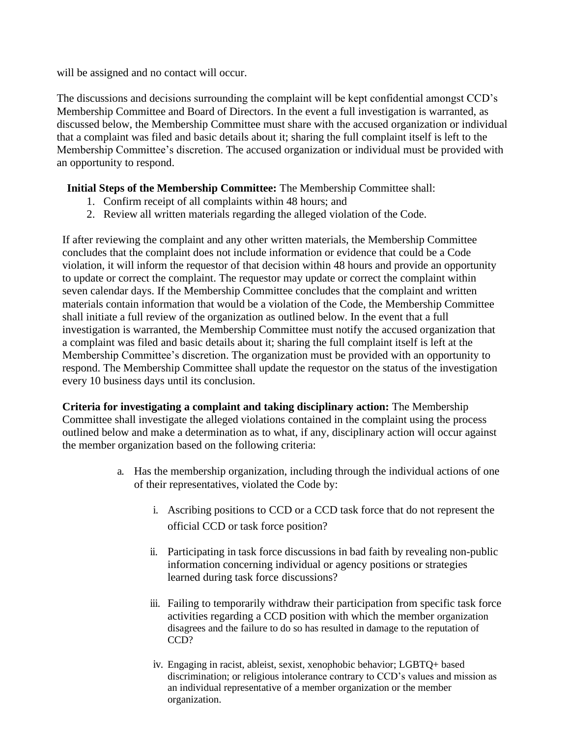will be assigned and no contact will occur.

The discussions and decisions surrounding the complaint will be kept confidential amongst CCD's Membership Committee and Board of Directors. In the event a full investigation is warranted, as discussed below, the Membership Committee must share with the accused organization or individual that a complaint was filed and basic details about it; sharing the full complaint itself is left to the Membership Committee's discretion. The accused organization or individual must be provided with an opportunity to respond.

**Initial Steps of the Membership Committee:** The Membership Committee shall:

1. Confirm receipt of all complaints within 48 hours; and
2. Review all written materials regarding the alleged violation of the Code.

If after reviewing the complaint and any other written materials, the Membership Committee concludes that the complaint does not include information or evidence that could be a Code violation, it will inform the requestor of that decision within 48 hours and provide an opportunity to update or correct the complaint. The requestor may update or correct the complaint within seven calendar days. If the Membership Committee concludes that the complaint and written materials contain information that would be a violation of the Code, the Membership Committee shall initiate a full review of the organization as outlined below. In the event that a full investigation is warranted, the Membership Committee must notify the accused organization that a complaint was filed and basic details about it; sharing the full complaint itself is left at the Membership Committee's discretion. The organization must be provided with an opportunity to respond. The Membership Committee shall update the requestor on the status of the investigation every 10 business days until its conclusion.

**Criteria for investigating a complaint and taking disciplinary action:** The Membership Committee shall investigate the alleged violations contained in the complaint using the process outlined below and make a determination as to what, if any, disciplinary action will occur against the member organization based on the following criteria:

a. Has the membership organization, including through the individual actions of one of their representatives, violated the Code by:

   i. Ascribing positions to CCD or a CCD task force that do not represent the official CCD or task force position?

   ii. Participating in task force discussions in bad faith by revealing non-public information concerning individual or agency positions or strategies learned during task force discussions?

   iii. Failing to temporarily withdraw their participation from specific task force activities regarding a CCD position with which the member organization disagrees and the failure to do so has resulted in damage to the reputation of CCD?

   iv. Engaging in racist, ableist, sexist, xenophobic behavior; LGBTQ+ based discrimination; or religious intolerance contrary to CCD's values and mission as an individual representative of a member organization or the member organization.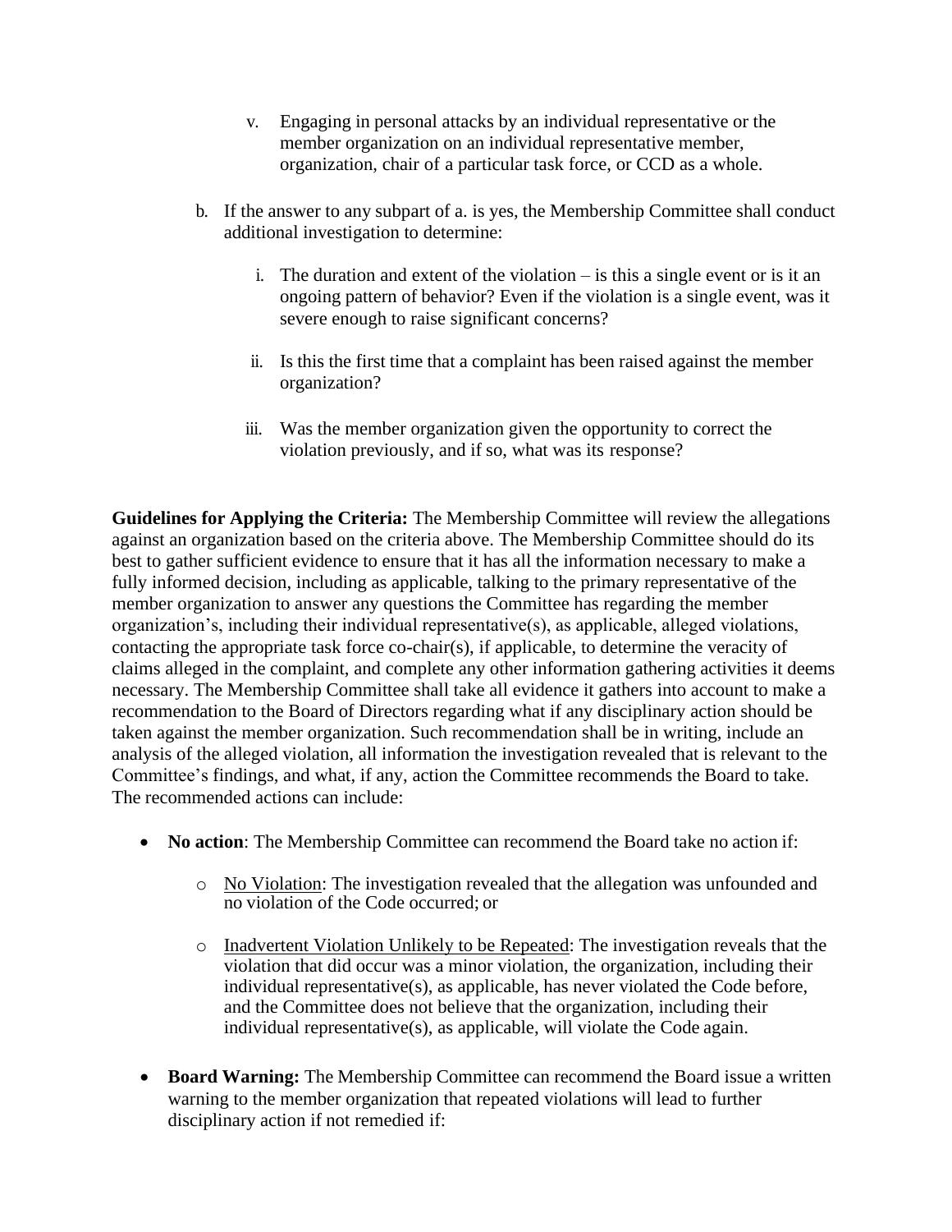v. Engaging in personal attacks by an individual representative or the member organization on an individual representative member, organization, chair of a particular task force, or CCD as a whole.

b. If the answer to any subpart of a. is yes, the Membership Committee shall conduct additional investigation to determine:

   i. The duration and extent of the violation – is this a single event or is it an ongoing pattern of behavior? Even if the violation is a single event, was it severe enough to raise significant concerns?

   ii. Is this the first time that a complaint has been raised against the member organization?

   iii. Was the member organization given the opportunity to correct the violation previously, and if so, what was its response?

**Guidelines for Applying the Criteria:** The Membership Committee will review the allegations against an organization based on the criteria above. The Membership Committee should do its best to gather sufficient evidence to ensure that it has all the information necessary to make a fully informed decision, including as applicable, talking to the primary representative of the member organization to answer any questions the Committee has regarding the member organization's, including their individual representative(s), as applicable, alleged violations, contacting the appropriate task force co-chair(s), if applicable, to determine the veracity of claims alleged in the complaint, and complete any other information gathering activities it deems necessary. The Membership Committee shall take all evidence it gathers into account to make a recommendation to the Board of Directors regarding what if any disciplinary action should be taken against the member organization. Such recommendation shall be in writing, include an analysis of the alleged violation, all information the investigation revealed that is relevant to the Committee's findings, and what, if any, action the Committee recommends the Board to take. The recommended actions can include:

- **No action**: The Membership Committee can recommend the Board take no action if:
  - No Violation: The investigation revealed that the allegation was unfounded and no violation of the Code occurred; or
  - Inadvertent Violation Unlikely to be Repeated: The investigation reveals that the violation that did occur was a minor violation, the organization, including their individual representative(s), as applicable, has never violated the Code before, and the Committee does not believe that the organization, including their individual representative(s), as applicable, will violate the Code again.
- **Board Warning:** The Membership Committee can recommend the Board issue a written warning to the member organization that repeated violations will lead to further disciplinary action if not remedied if: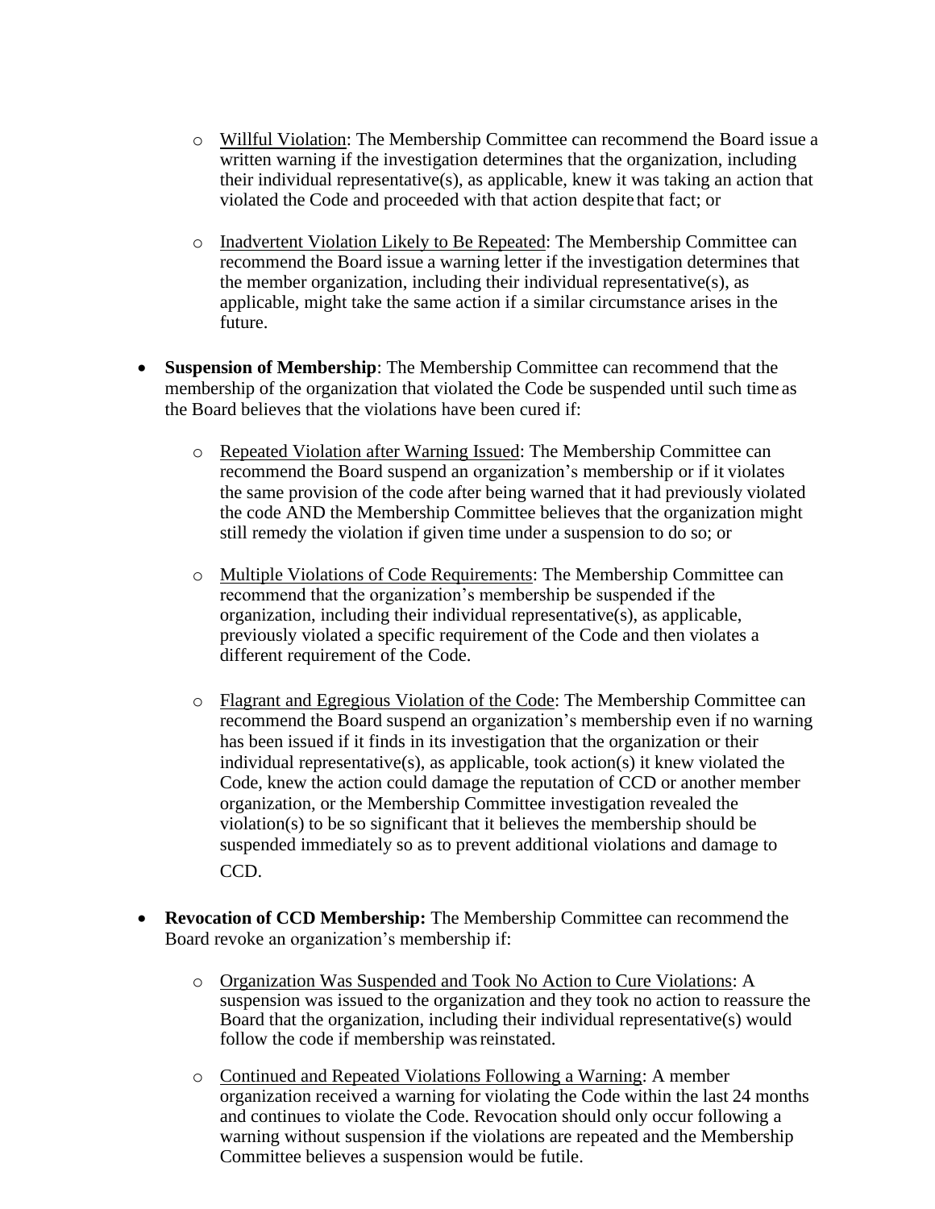- <u>Willful Violation</u>: The Membership Committee can recommend the Board issue a written warning if the investigation determines that the organization, including their individual representative(s), as applicable, knew it was taking an action that violated the Code and proceeded with that action despite that fact; or

  - <u>Inadvertent Violation Likely to Be Repeated</u>: The Membership Committee can recommend the Board issue a warning letter if the investigation determines that the member organization, including their individual representative(s), as applicable, might take the same action if a similar circumstance arises in the future.

- **Suspension of Membership**: The Membership Committee can recommend that the membership of the organization that violated the Code be suspended until such time as the Board believes that the violations have been cured if:

  - <u>Repeated Violation after Warning Issued</u>: The Membership Committee can recommend the Board suspend an organization's membership or if it violates the same provision of the code after being warned that it had previously violated the code AND the Membership Committee believes that the organization might still remedy the violation if given time under a suspension to do so; or

  - <u>Multiple Violations of Code Requirements</u>: The Membership Committee can recommend that the organization's membership be suspended if the organization, including their individual representative(s), as applicable, previously violated a specific requirement of the Code and then violates a different requirement of the Code.

  - <u>Flagrant and Egregious Violation of the Code</u>: The Membership Committee can recommend the Board suspend an organization's membership even if no warning has been issued if it finds in its investigation that the organization or their individual representative(s), as applicable, took action(s) it knew violated the Code, knew the action could damage the reputation of CCD or another member organization, or the Membership Committee investigation revealed the violation(s) to be so significant that it believes the membership should be suspended immediately so as to prevent additional violations and damage to CCD.

- **Revocation of CCD Membership:** The Membership Committee can recommend the Board revoke an organization's membership if:

  - <u>Organization Was Suspended and Took No Action to Cure Violations</u>: A suspension was issued to the organization and they took no action to reassure the Board that the organization, including their individual representative(s) would follow the code if membership was reinstated.

  - <u>Continued and Repeated Violations Following a Warning</u>: A member organization received a warning for violating the Code within the last 24 months and continues to violate the Code. Revocation should only occur following a warning without suspension if the violations are repeated and the Membership Committee believes a suspension would be futile.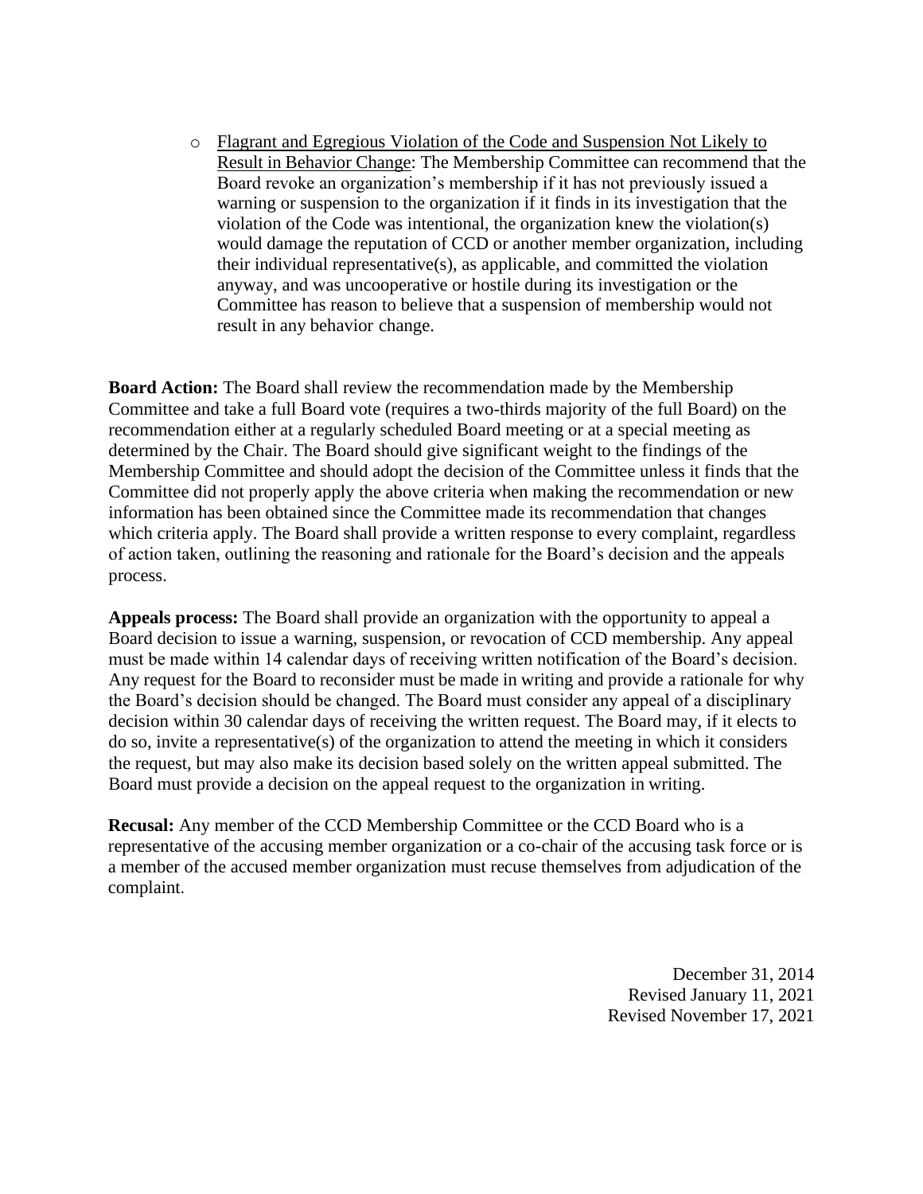- <u>Flagrant and Egregious Violation of the Code and Suspension Not Likely to Result in Behavior Change</u>: The Membership Committee can recommend that the Board revoke an organization's membership if it has not previously issued a warning or suspension to the organization if it finds in its investigation that the violation of the Code was intentional, the organization knew the violation(s) would damage the reputation of CCD or another member organization, including their individual representative(s), as applicable, and committed the violation anyway, and was uncooperative or hostile during its investigation or the Committee has reason to believe that a suspension of membership would not result in any behavior change.

**Board Action:** The Board shall review the recommendation made by the Membership Committee and take a full Board vote (requires a two-thirds majority of the full Board) on the recommendation either at a regularly scheduled Board meeting or at a special meeting as determined by the Chair. The Board should give significant weight to the findings of the Membership Committee and should adopt the decision of the Committee unless it finds that the Committee did not properly apply the above criteria when making the recommendation or new information has been obtained since the Committee made its recommendation that changes which criteria apply. The Board shall provide a written response to every complaint, regardless of action taken, outlining the reasoning and rationale for the Board's decision and the appeals process.

**Appeals process:** The Board shall provide an organization with the opportunity to appeal a Board decision to issue a warning, suspension, or revocation of CCD membership. Any appeal must be made within 14 calendar days of receiving written notification of the Board's decision. Any request for the Board to reconsider must be made in writing and provide a rationale for why the Board's decision should be changed. The Board must consider any appeal of a disciplinary decision within 30 calendar days of receiving the written request. The Board may, if it elects to do so, invite a representative(s) of the organization to attend the meeting in which it considers the request, but may also make its decision based solely on the written appeal submitted. The Board must provide a decision on the appeal request to the organization in writing.

**Recusal:** Any member of the CCD Membership Committee or the CCD Board who is a representative of the accusing member organization or a co-chair of the accusing task force or is a member of the accused member organization must recuse themselves from adjudication of the complaint.

December 31, 2014
Revised January 11, 2021
Revised November 17, 2021